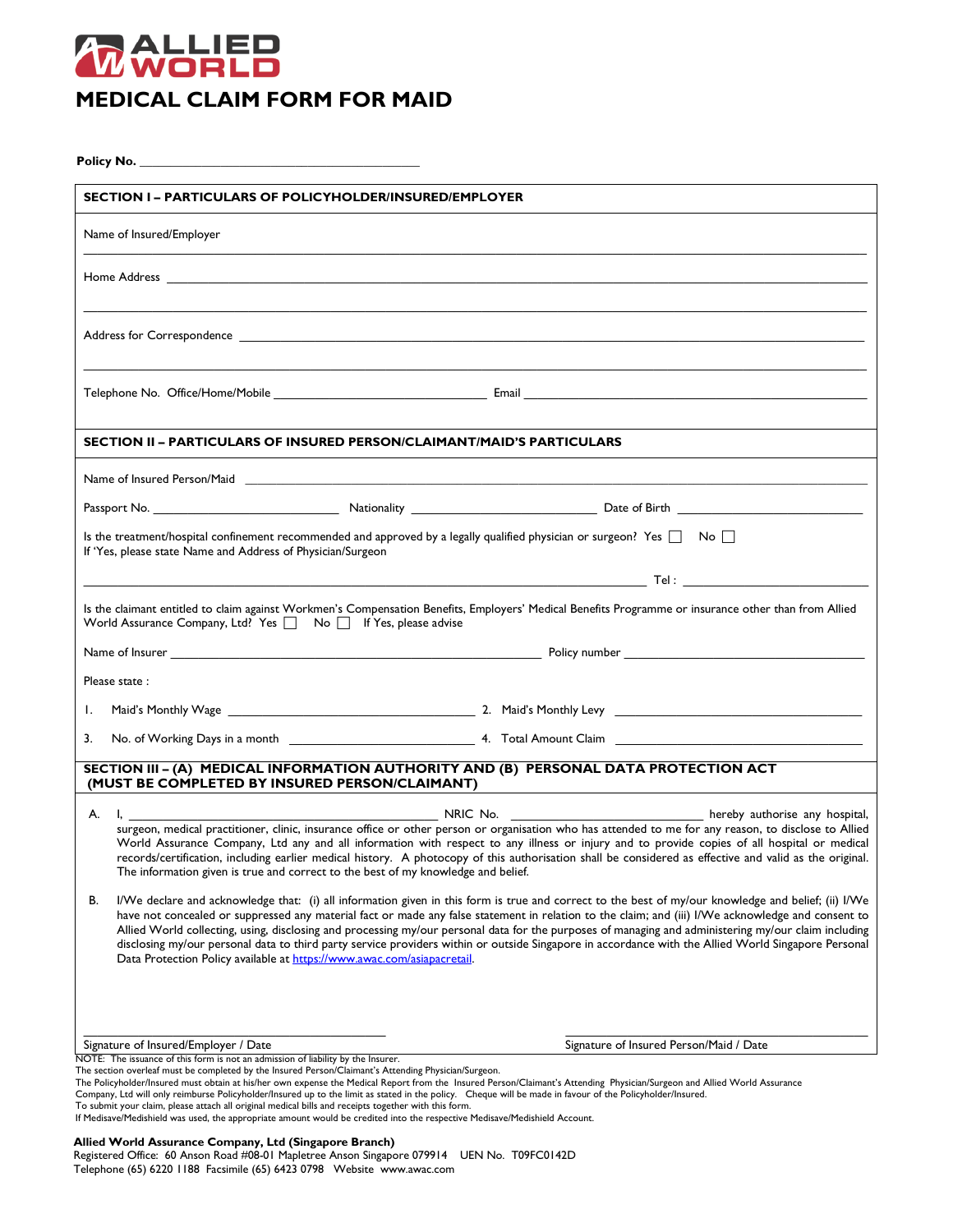ALLIED WORLD

# MEDICAL CLAIM FORM FOR MAID

**Policy No.** ________________________________________

## SECTION I – PARTICULARS OF POLICYHOLDER/INSURED/EMPLOYER

Name of Insured/Employer

_______________________________________________________________

Home Address _______________________________________________________________

_______________________________________________________________

Address for Correspondence _______________________________________________________________

_______________________________________________________________

Telephone No. Office/Home/Mobile ______________________________ Email ______________________________

## SECTION II – PARTICULARS OF INSURED PERSON/CLAIMANT/MAID'S PARTICULARS

Name of Insured Person/Maid _______________________________________________________________

Passport No. ____________________ Nationality ____________________ Date of Birth ____________________

Is the treatment/hospital confinement recommended and approved by a legally qualified physician or surgeon? Yes ☐ No ☐
If 'Yes, please state Name and Address of Physician/Surgeon

_______________________________________________________________ Tel : ____________________

Is the claimant entitled to claim against Workmen's Compensation Benefits, Employers' Medical Benefits Programme or insurance other than from Allied World Assurance Company, Ltd? Yes ☐ No ☐ If Yes, please advise

Name of Insurer ________________________________________ Policy number ______________________________

Please state :

1. Maid's Monthly Wage ______________________________ 2. Maid's Monthly Levy ______________________________
3. No. of Working Days in a month ______________________________ 4. Total Amount Claim ______________________________

## SECTION III – (A) MEDICAL INFORMATION AUTHORITY AND (B) PERSONAL DATA PROTECTION ACT (MUST BE COMPLETED BY INSURED PERSON/CLAIMANT)

A. I, ______________________________ NRIC No. ______________________________ hereby authorise any hospital, surgeon, medical practitioner, clinic, insurance office or other person or organisation who has attended to me for any reason, to disclose to Allied World Assurance Company, Ltd any and all information with respect to any illness or injury and to provide copies of all hospital or medical records/certification, including earlier medical history. A photocopy of this authorisation shall be considered as effective and valid as the original. The information given is true and correct to the best of my knowledge and belief.

B. I/We declare and acknowledge that: (i) all information given in this form is true and correct to the best of my/our knowledge and belief; (ii) I/We have not concealed or suppressed any material fact or made any false statement in relation to the claim; and (iii) I/We acknowledge and consent to Allied World collecting, using, disclosing and processing my/our personal data for the purposes of managing and administering my/our claim including disclosing my/our personal data to third party service providers within or outside Singapore in accordance with the Allied World Singapore Personal Data Protection Policy available at https://www.awac.com/asiapacretail.

______________________________ ______________________________
Signature of Insured/Employer / Date Signature of Insured Person/Maid / Date

NOTE: The issuance of this form is not an admission of liability by the Insurer.
The section overleaf must be completed by the Insured Person/Claimant's Attending Physician/Surgeon.
The Policyholder/Insured must obtain at his/her own expense the Medical Report from the Insured Person/Claimant's Attending Physician/Surgeon and Allied World Assurance Company, Ltd will only reimburse Policyholder/Insured up to the limit as stated in the policy. Cheque will be made in favour of the Policyholder/Insured.
To submit your claim, please attach all original medical bills and receipts together with this form.
If Medisave/Medishield was used, the appropriate amount would be credited into the respective Medisave/Medishield Account.

**Allied World Assurance Company, Ltd (Singapore Branch)**
Registered Office: 60 Anson Road #08-01 Mapletree Anson Singapore 079914 UEN No. T09FC0142D
Telephone (65) 6220 1188 Facsimile (65) 6423 0798 Website www.awac.com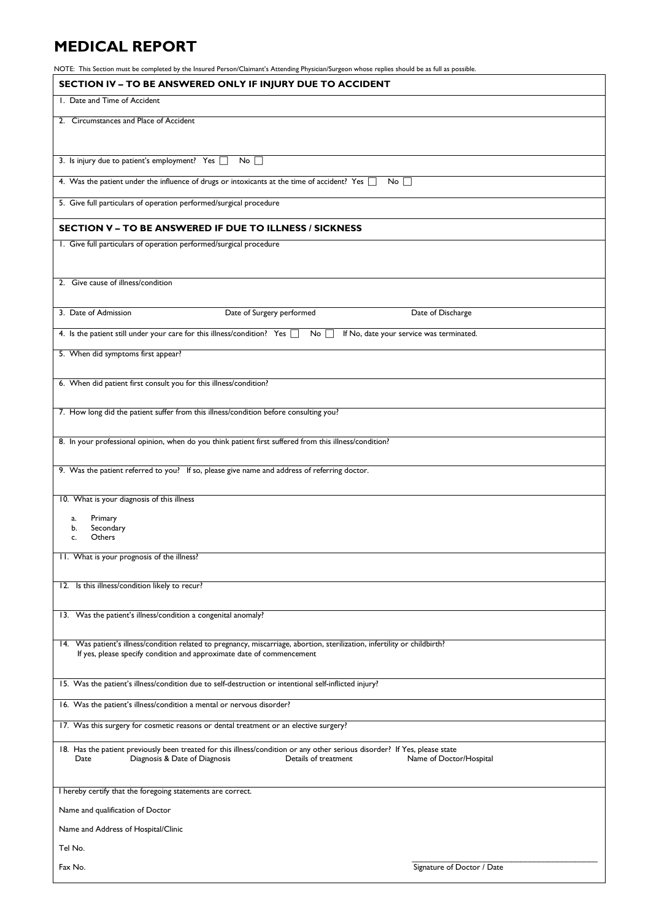# MEDICAL REPORT

NOTE: This Section must be completed by the Insured Person/Claimant's Attending Physician/Surgeon whose replies should be as full as possible.

## SECTION IV – TO BE ANSWERED ONLY IF INJURY DUE TO ACCIDENT

1. Date and Time of Accident

2. Circumstances and Place of Accident

3. Is injury due to patient's employment? Yes ☐ No ☐

4. Was the patient under the influence of drugs or intoxicants at the time of accident? Yes ☐ No ☐

5. Give full particulars of operation performed/surgical procedure

## SECTION V – TO BE ANSWERED IF DUE TO ILLNESS / SICKNESS

1. Give full particulars of operation performed/surgical procedure

2. Give cause of illness/condition

3. Date of Admission &nbsp;&nbsp;&nbsp;&nbsp; Date of Surgery performed &nbsp;&nbsp;&nbsp;&nbsp; Date of Discharge

4. Is the patient still under your care for this illness/condition? Yes ☐ No ☐ If No, date your service was terminated.

5. When did symptoms first appear?

6. When did patient first consult you for this illness/condition?

7. How long did the patient suffer from this illness/condition before consulting you?

8. In your professional opinion, when do you think patient first suffered from this illness/condition?

9. Was the patient referred to you? If so, please give name and address of referring doctor.

10. What is your diagnosis of this illness
    a. Primary
    b. Secondary
    c. Others

11. What is your prognosis of the illness?

12. Is this illness/condition likely to recur?

13. Was the patient's illness/condition a congenital anomaly?

14. Was patient's illness/condition related to pregnancy, miscarriage, abortion, sterilization, infertility or childbirth?
    If yes, please specify condition and approximate date of commencement

15. Was the patient's illness/condition due to self-destruction or intentional self-inflicted injury?

16. Was the patient's illness/condition a mental or nervous disorder?

17. Was this surgery for cosmetic reasons or dental treatment or an elective surgery?

18. Has the patient previously been treated for this illness/condition or any other serious disorder? If Yes, please state

| Date | Diagnosis & Date of Diagnosis | Details of treatment | Name of Doctor/Hospital |
|---|---|---|---|
| | | | |

I hereby certify that the foregoing statements are correct.

Name and qualification of Doctor

Name and Address of Hospital/Clinic

Tel No.

Fax No.

\_\_\_\_\_\_\_\_\_\_\_\_\_\_\_\_\_\_\_\_\_\_\_\_\_\_\_\_\_\_\_\_\_\_\_\_\_\_\_\_

Signature of Doctor / Date